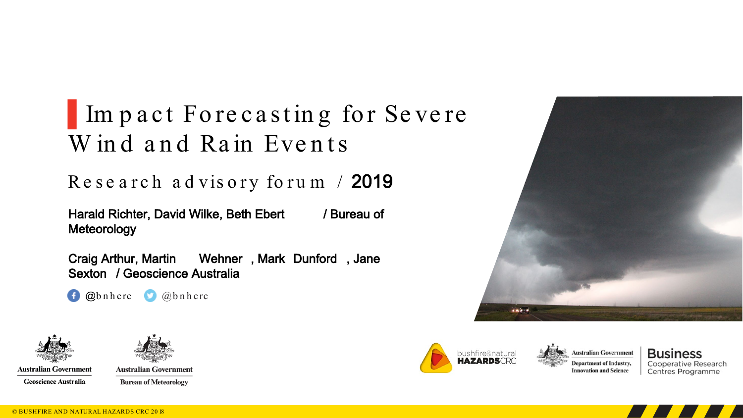# Impact Forecasting for Severe Wind and Rain Events

## Research advisory forum / 2019

Harald Richter, David Wilke, Beth Ebert / Bureau of Meteorology

Craig Arthur, Martin Wehner, Mark Dunford, Jane Sexton / Geoscience Australia

@bnhcrc @bnhcrc

Australian Government Geoscience Australia

Australian Government Bureau of Meteorology

bushfire&natural HAZARDSCRC

Australian Government Department of Industry, Innovation and Science

Business Cooperative Research Centres Programme

© BUSHFIRE AND NATURAL HAZARDS CRC 2018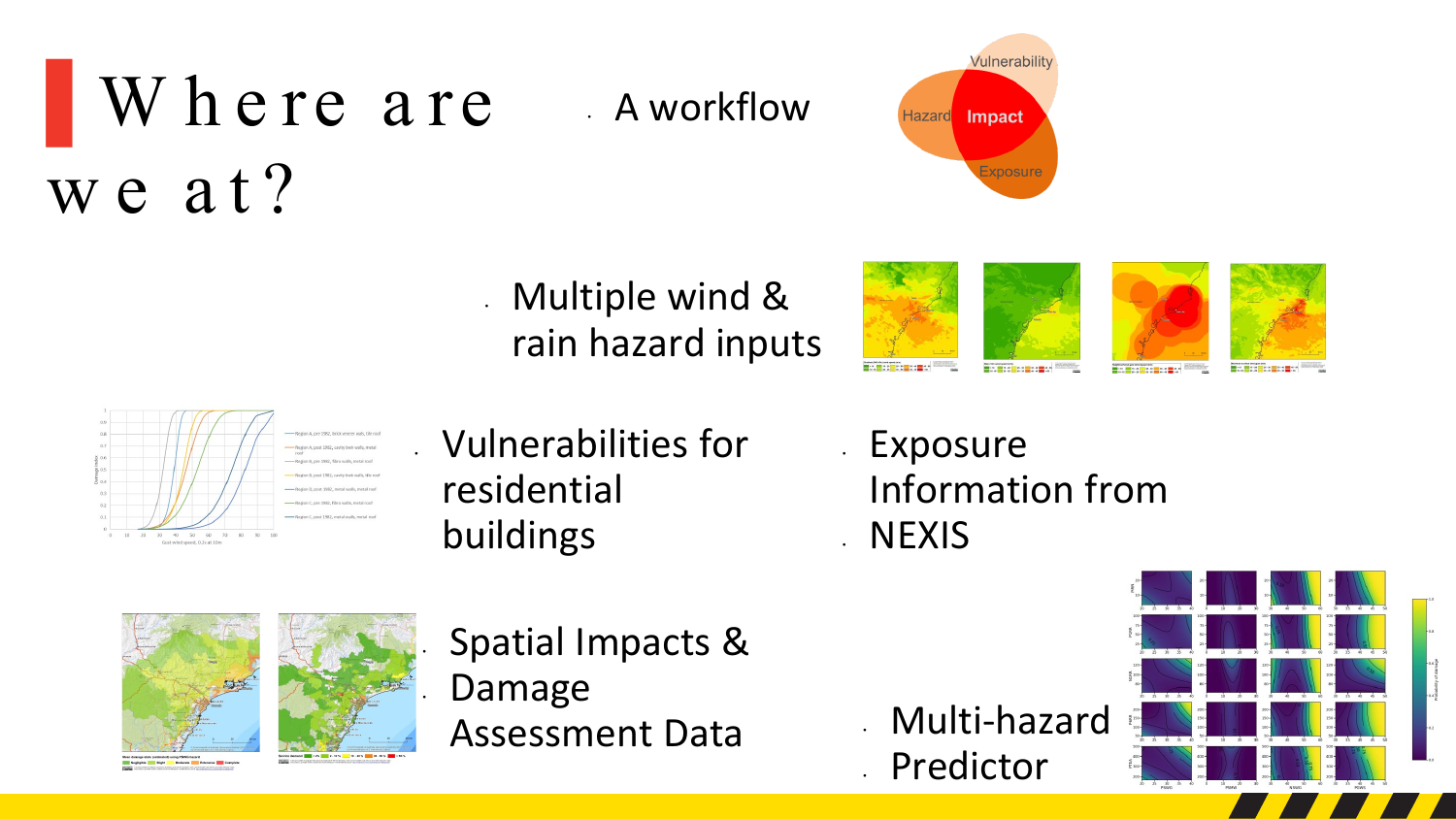# Where are we at?

- A workflow
- Multiple wind & rain hazard inputs
- Vulnerabilities for residential buildings
- Exposure Information from NEXIS
- Spatial Impacts & Damage Assessment Data
- Multi-hazard Predictor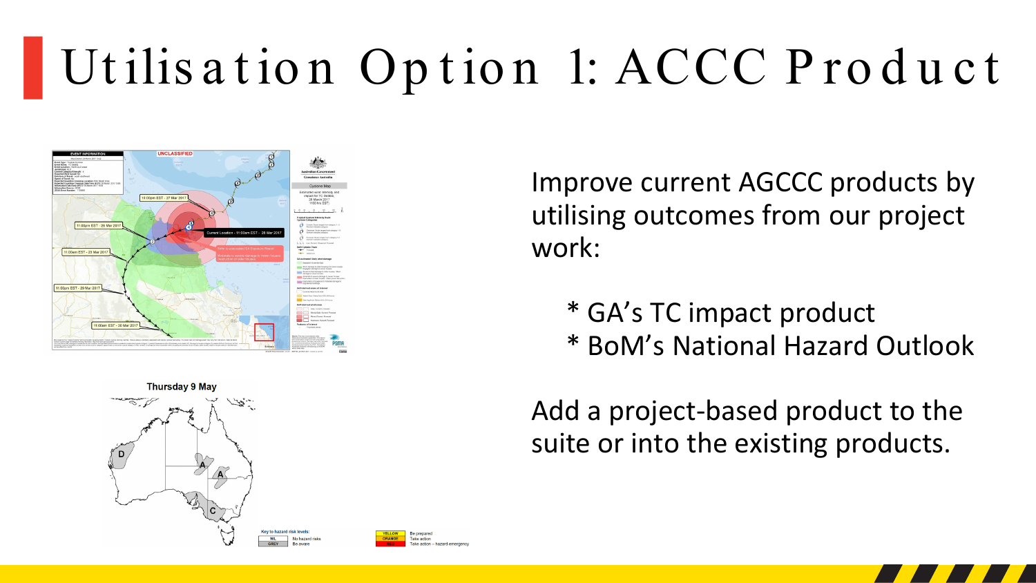# Utilisation Option 1: ACCC Product

Improve current AGCCC products by utilising outcomes from our project work:

* GA's TC impact product
* BoM's National Hazard Outlook

Add a project-based product to the suite or into the existing products.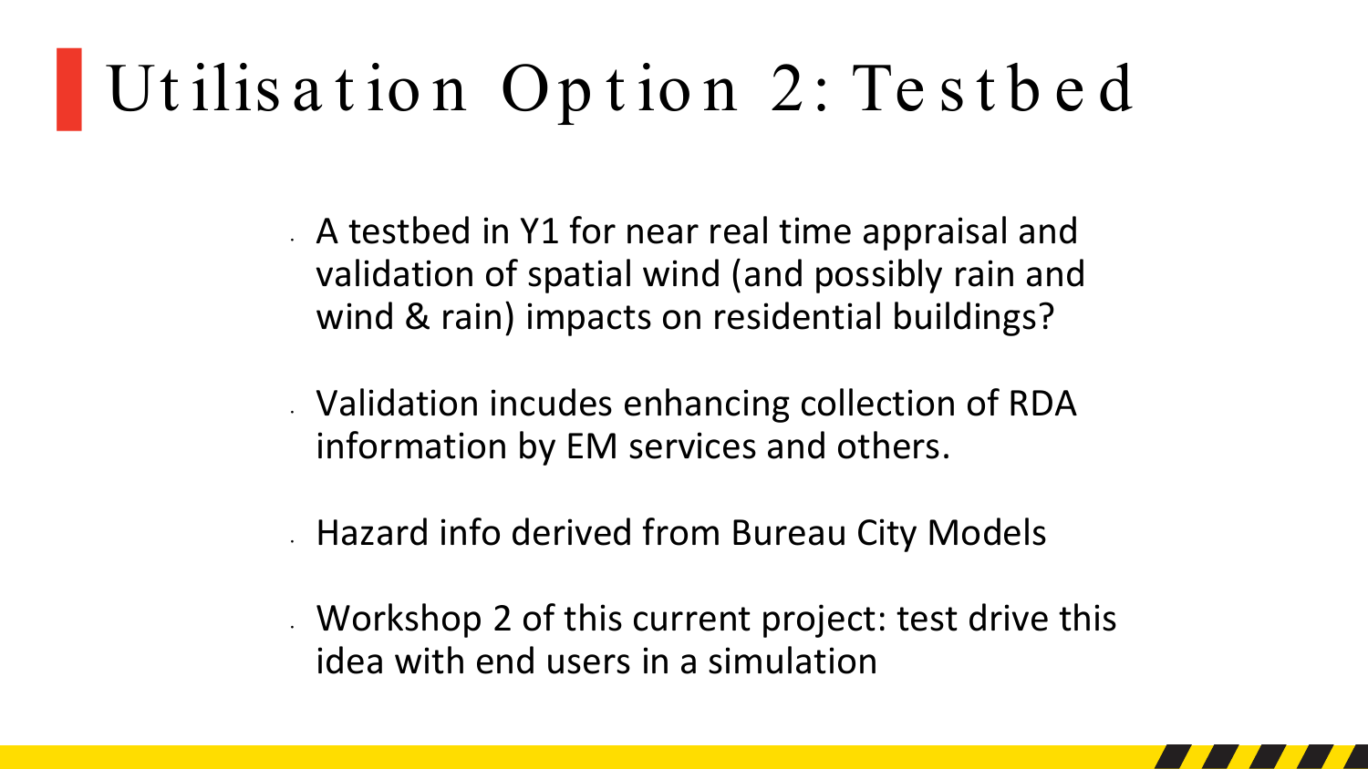# Utilisation Option 2: Testbed

- A testbed in Y1 for near real time appraisal and validation of spatial wind (and possibly rain and wind & rain) impacts on residential buildings?
- Validation incudes enhancing collection of RDA information by EM services and others.
- Hazard info derived from Bureau City Models
- Workshop 2 of this current project: test drive this idea with end users in a simulation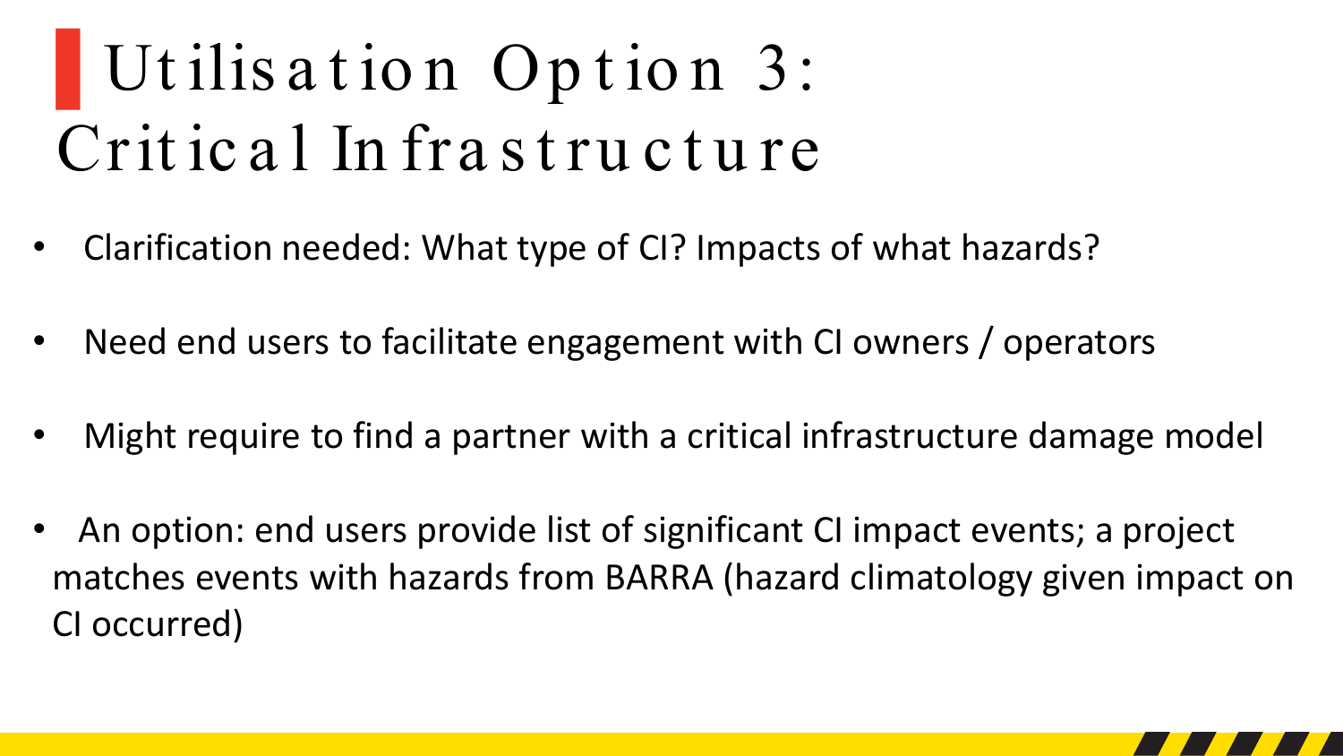# Utilisation Option 3: Critical Infrastructure

- Clarification needed: What type of CI? Impacts of what hazards?
- Need end users to facilitate engagement with CI owners / operators
- Might require to find a partner with a critical infrastructure damage model
- An option: end users provide list of significant CI impact events; a project matches events with hazards from BARRA (hazard climatology given impact on CI occurred)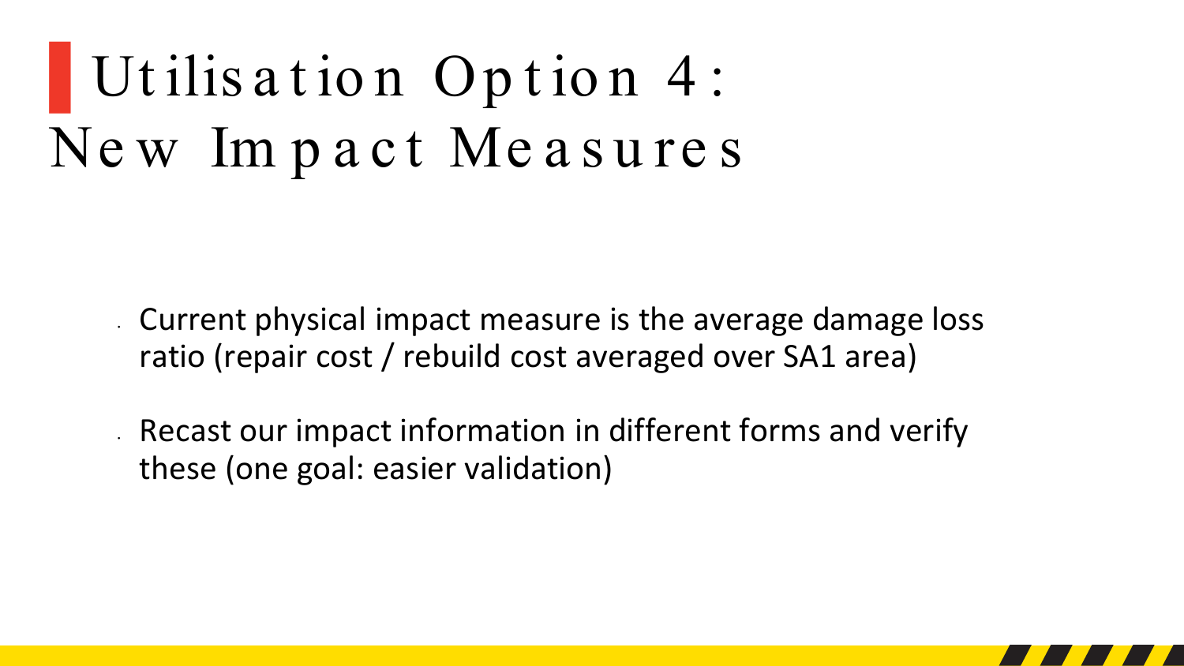# Utilisation Option 4: New Impact Measures

- Current physical impact measure is the average damage loss ratio (repair cost / rebuild cost averaged over SA1 area)
- Recast our impact information in different forms and verify these (one goal: easier validation)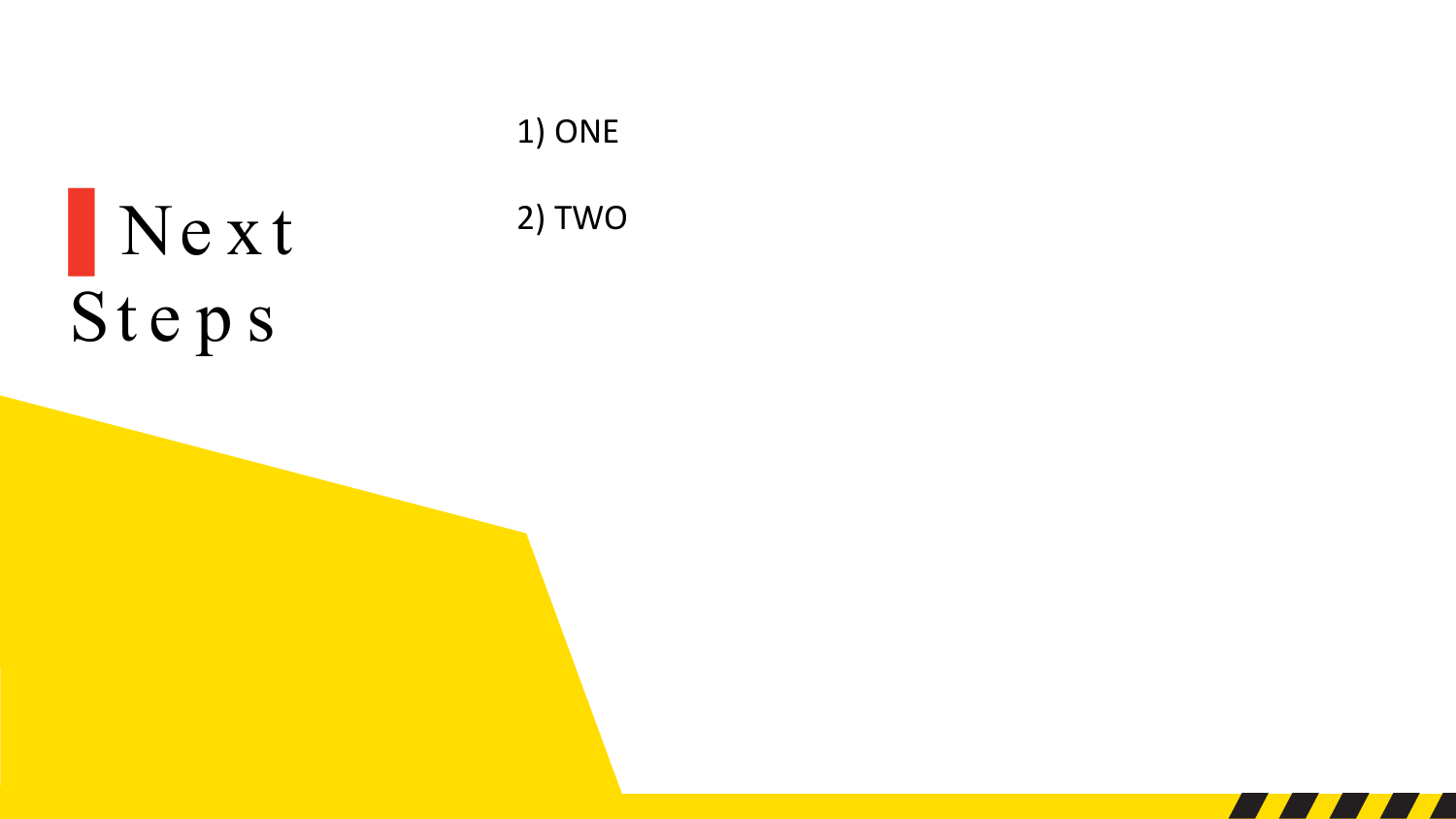# Next Steps

1) ONE

2) TWO